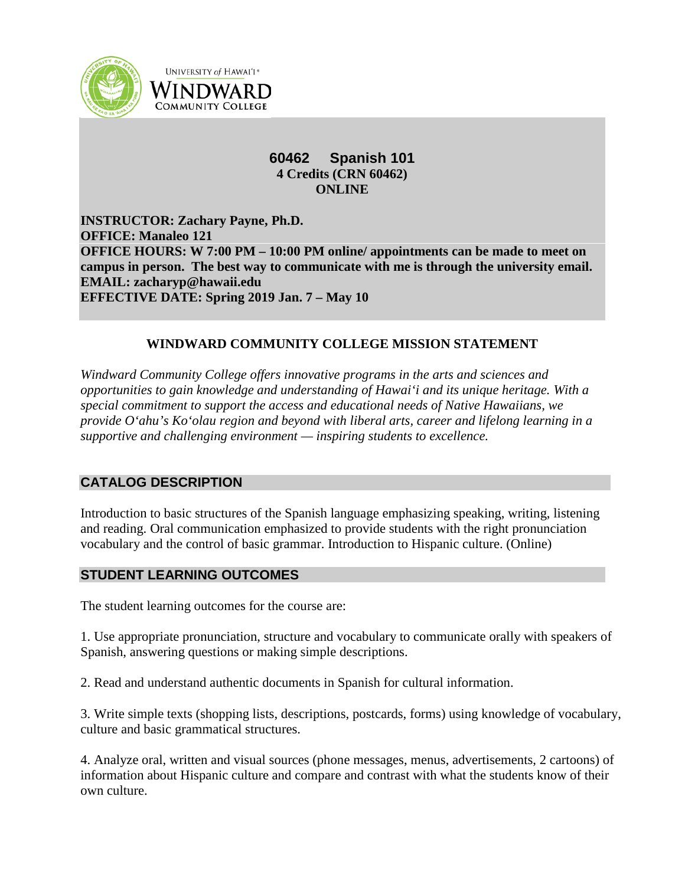UNIVERSITY of HAWAI'I®
WINDWARD
COMMUNITY COLLEGE

# 60462 Spanish 101

**4 Credits (CRN 60462)**
**ONLINE**

**INSTRUCTOR: Zachary Payne, Ph.D.**
**OFFICE: Manaleo 121**
**OFFICE HOURS: W 7:00 PM – 10:00 PM online/ appointments can be made to meet on campus in person. The best way to communicate with me is through the university email.**
**EMAIL: zacharyp@hawaii.edu**
**EFFECTIVE DATE: Spring 2019 Jan. 7 – May 10**

## WINDWARD COMMUNITY COLLEGE MISSION STATEMENT

*Windward Community College offers innovative programs in the arts and sciences and opportunities to gain knowledge and understanding of Hawai'i and its unique heritage. With a special commitment to support the access and educational needs of Native Hawaiians, we provide O'ahu's Ko'olau region and beyond with liberal arts, career and lifelong learning in a supportive and challenging environment — inspiring students to excellence.*

## CATALOG DESCRIPTION

Introduction to basic structures of the Spanish language emphasizing speaking, writing, listening and reading. Oral communication emphasized to provide students with the right pronunciation vocabulary and the control of basic grammar. Introduction to Hispanic culture. (Online)

## STUDENT LEARNING OUTCOMES

The student learning outcomes for the course are:

1. Use appropriate pronunciation, structure and vocabulary to communicate orally with speakers of Spanish, answering questions or making simple descriptions.

2. Read and understand authentic documents in Spanish for cultural information.

3. Write simple texts (shopping lists, descriptions, postcards, forms) using knowledge of vocabulary, culture and basic grammatical structures.

4. Analyze oral, written and visual sources (phone messages, menus, advertisements, 2 cartoons) of information about Hispanic culture and compare and contrast with what the students know of their own culture.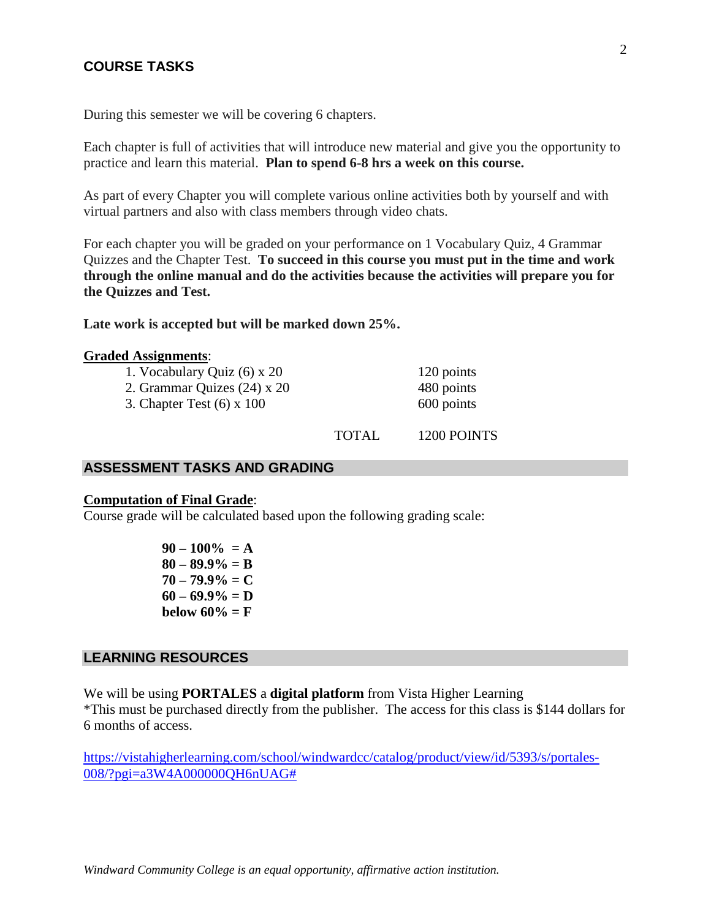## COURSE TASKS

During this semester we will be covering 6 chapters.

Each chapter is full of activities that will introduce new material and give you the opportunity to practice and learn this material. **Plan to spend 6-8 hrs a week on this course.**

As part of every Chapter you will complete various online activities both by yourself and with virtual partners and also with class members through video chats.

For each chapter you will be graded on your performance on 1 Vocabulary Quiz, 4 Grammar Quizzes and the Chapter Test. **To succeed in this course you must put in the time and work through the online manual and do the activities because the activities will prepare you for the Quizzes and Test.**

**Late work is accepted but will be marked down 25%.**

**Graded Assignments**:

| | | |
|---|---|---|
| 1. Vocabulary Quiz (6) x 20 | | 120 points |
| 2. Grammar Quizes (24) x 20 | | 480 points |
| 3. Chapter Test (6) x 100 | | 600 points |
| | TOTAL | 1200 POINTS |

## ASSESSMENT TASKS AND GRADING

**Computation of Final Grade**:
Course grade will be calculated based upon the following grading scale:

**90 – 100% = A**
**80 – 89.9% = B**
**70 – 79.9% = C**
**60 – 69.9% = D**
**below 60% = F**

## LEARNING RESOURCES

We will be using **PORTALES** a **digital platform** from Vista Higher Learning
*This must be purchased directly from the publisher. The access for this class is $144 dollars for 6 months of access.

https://vistahigherlearning.com/school/windwardcc/catalog/product/view/id/5393/s/portales-008/?pgi=a3W4A000000QH6nUAG#

*Windward Community College is an equal opportunity, affirmative action institution.*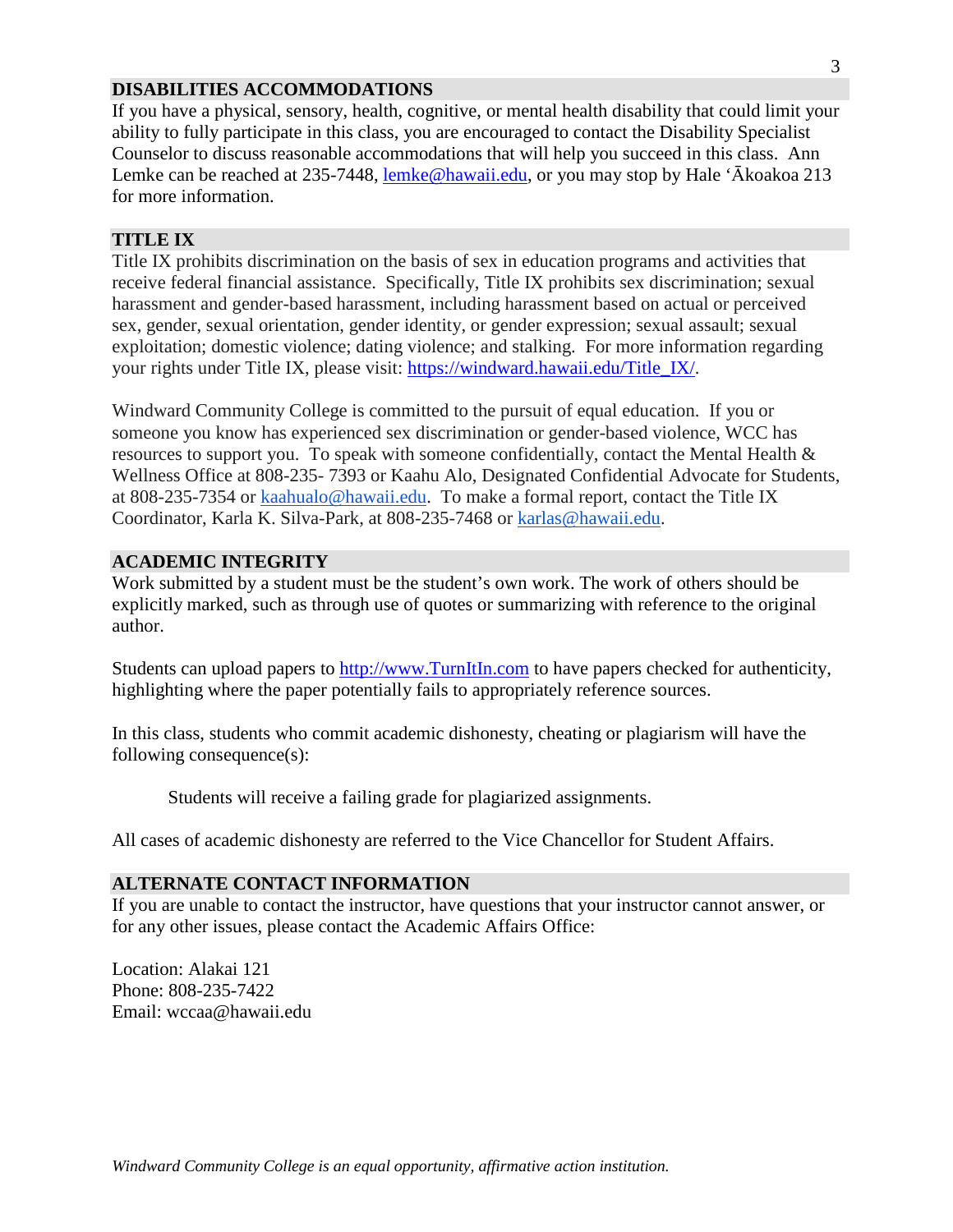## DISABILITIES ACCOMMODATIONS

If you have a physical, sensory, health, cognitive, or mental health disability that could limit your ability to fully participate in this class, you are encouraged to contact the Disability Specialist Counselor to discuss reasonable accommodations that will help you succeed in this class. Ann Lemke can be reached at 235-7448, [lemke@hawaii.edu](mailto:lemke@hawaii.edu), or you may stop by Hale ʻĀkoakoa 213 for more information.

## TITLE IX

Title IX prohibits discrimination on the basis of sex in education programs and activities that receive federal financial assistance. Specifically, Title IX prohibits sex discrimination; sexual harassment and gender-based harassment, including harassment based on actual or perceived sex, gender, sexual orientation, gender identity, or gender expression; sexual assault; sexual exploitation; domestic violence; dating violence; and stalking. For more information regarding your rights under Title IX, please visit: [https://windward.hawaii.edu/Title_IX/](https://windward.hawaii.edu/Title_IX/).

Windward Community College is committed to the pursuit of equal education. If you or someone you know has experienced sex discrimination or gender-based violence, WCC has resources to support you. To speak with someone confidentially, contact the Mental Health & Wellness Office at 808-235- 7393 or Kaahu Alo, Designated Confidential Advocate for Students, at 808-235-7354 or [kaahualo@hawaii.edu](mailto:kaahualo@hawaii.edu). To make a formal report, contact the Title IX Coordinator, Karla K. Silva-Park, at 808-235-7468 or [karlas@hawaii.edu](mailto:karlas@hawaii.edu).

## ACADEMIC INTEGRITY

Work submitted by a student must be the student's own work. The work of others should be explicitly marked, such as through use of quotes or summarizing with reference to the original author.

Students can upload papers to [http://www.TurnItIn.com](http://www.TurnItIn.com) to have papers checked for authenticity, highlighting where the paper potentially fails to appropriately reference sources.

In this class, students who commit academic dishonesty, cheating or plagiarism will have the following consequence(s):

> Students will receive a failing grade for plagiarized assignments.

All cases of academic dishonesty are referred to the Vice Chancellor for Student Affairs.

## ALTERNATE CONTACT INFORMATION

If you are unable to contact the instructor, have questions that your instructor cannot answer, or for any other issues, please contact the Academic Affairs Office:

Location: Alakai 121
Phone: 808-235-7422
Email: wccaa@hawaii.edu

*Windward Community College is an equal opportunity, affirmative action institution.*